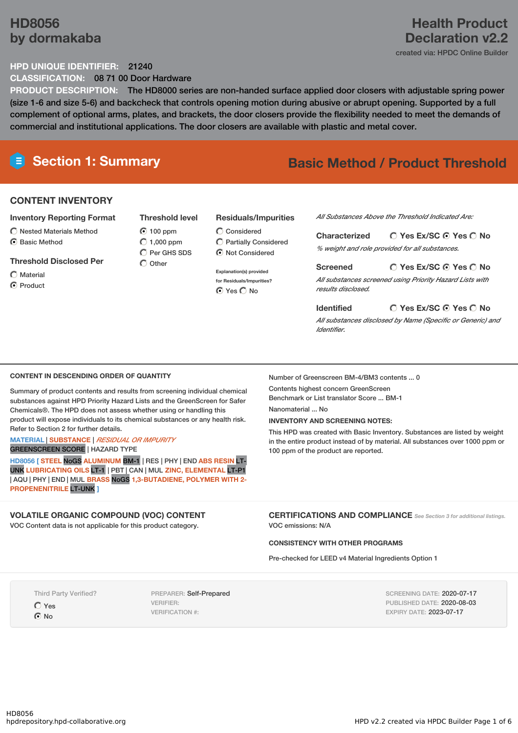# HD8056
# by dormakaba

**Health Product Declaration v2.2**

created via: HPDC Online Builder

**HPD UNIQUE IDENTIFIER:** 21240

**CLASSIFICATION:** 08 71 00 Door Hardware

**PRODUCT DESCRIPTION:** The HD8000 series are non-handed surface applied door closers with adjustable spring power (size 1-6 and size 5-6) and backcheck that controls opening motion during abusive or abrupt opening. Supported by a full complement of optional arms, plates, and brackets, the door closers provide the flexibility needed to meet the demands of commercial and institutional applications. The door closers are available with plastic and metal cover.

## Section 1: Summary

**Basic Method / Product Threshold**

### CONTENT INVENTORY

**Inventory Reporting Format**
- ○ Nested Materials Method
- ◉ Basic Method

**Threshold Disclosed Per**
- ○ Material
- ◉ Product

**Threshold level**
- ◉ 100 ppm
- ○ 1,000 ppm
- ○ Per GHS SDS
- ○ Other

**Residuals/Impurities**
- ○ Considered
- ○ Partially Considered
- ◉ Not Considered

Explanation(s) provided for Residuals/Impurities?
◉ Yes ○ No

*All Substances Above the Threshold Indicated Are:*

**Characterized** ○ Yes Ex/SC ◉ Yes ○ No
*% weight and role provided for all substances.*

**Screened** ○ Yes Ex/SC ◉ Yes ○ No
*All substances screened using Priority Hazard Lists with results disclosed.*

**Identified** ○ Yes Ex/SC ◉ Yes ○ No
*All substances disclosed by Name (Specific or Generic) and Identifier.*

### CONTENT IN DESCENDING ORDER OF QUANTITY

Summary of product contents and results from screening individual chemical substances against HPD Priority Hazard Lists and the GreenScreen for Safer Chemicals®. The HPD does not assess whether using or handling this product will expose individuals to its chemical substances or any health risk. Refer to Section 2 for further details.

MATERIAL | SUBSTANCE | *RESIDUAL OR IMPURITY*
GREENSCREEN SCORE | HAZARD TYPE

HD8056 [ STEEL NoGS ALUMINUM BM-1 | RES | PHY | END ABS RESIN LT-UNK LUBRICATING OILS LT-1 | PBT | CAN | MUL ZINC, ELEMENTAL LT-P1 | AQU | PHY | END | MUL BRASS NoGS 1,3-BUTADIENE, POLYMER WITH 2-PROPENENITRILE LT-UNK ]

Number of Greenscreen BM-4/BM3 contents ... 0

Contents highest concern GreenScreen Benchmark or List translator Score ... BM-1

Nanomaterial ... No

**INVENTORY AND SCREENING NOTES:**

This HPD was created with Basic Inventory. Substances are listed by weight in the entire product instead of by material. All substances over 1000 ppm or 100 ppm of the product are reported.

### VOLATILE ORGANIC COMPOUND (VOC) CONTENT

VOC Content data is not applicable for this product category.

### CERTIFICATIONS AND COMPLIANCE *See Section 3 for additional listings.*

VOC emissions: N/A

**CONSISTENCY WITH OTHER PROGRAMS**

Pre-checked for LEED v4 Material Ingredients Option 1

Third Party Verified?
- ○ Yes
- ◉ No

PREPARER: Self-Prepared
VERIFIER:
VERIFICATION #:

SCREENING DATE: 2020-07-17
PUBLISHED DATE: 2020-08-03
EXPIRY DATE: 2023-07-17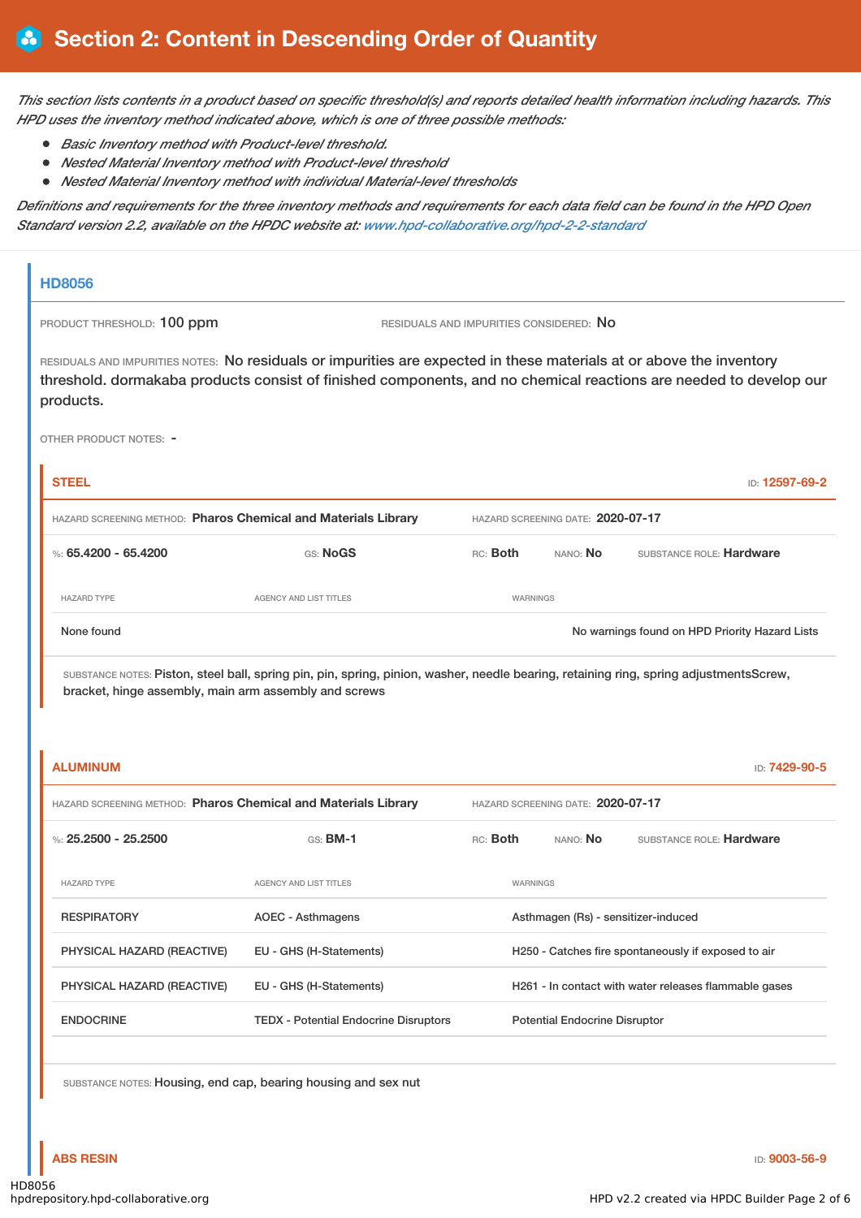# Section 2: Content in Descending Order of Quantity

*This section lists contents in a product based on specific threshold(s) and reports detailed health information including hazards. This HPD uses the inventory method indicated above, which is one of three possible methods:*

- *Basic Inventory method with Product-level threshold.*
- *Nested Material Inventory method with Product-level threshold*
- *Nested Material Inventory method with individual Material-level thresholds*

*Definitions and requirements for the three inventory methods and requirements for each data field can be found in the HPD Open Standard version 2.2, available on the HPDC website at: www.hpd-collaborative.org/hpd-2-2-standard*

## HD8056

PRODUCT THRESHOLD: 100 ppm

RESIDUALS AND IMPURITIES CONSIDERED: No

RESIDUALS AND IMPURITIES NOTES: No residuals or impurities are expected in these materials at or above the inventory threshold. dormakaba products consist of finished components, and no chemical reactions are needed to develop our products.

OTHER PRODUCT NOTES: -

### STEEL

ID: 12597-69-2

HAZARD SCREENING METHOD: **Pharos Chemical and Materials Library** | HAZARD SCREENING DATE: **2020-07-17**

%: **65.4200 - 65.4200** | GS: **NoGS** | RC: **Both** | NANO: **No** | SUBSTANCE ROLE: **Hardware**

| HAZARD TYPE | AGENCY AND LIST TITLES | WARNINGS |
|---|---|---|
| None found | | No warnings found on HPD Priority Hazard Lists |

SUBSTANCE NOTES: Piston, steel ball, spring pin, pin, spring, pinion, washer, needle bearing, retaining ring, spring adjustmentsScrew, bracket, hinge assembly, main arm assembly and screws

### ALUMINUM

ID: 7429-90-5

HAZARD SCREENING METHOD: **Pharos Chemical and Materials Library** | HAZARD SCREENING DATE: **2020-07-17**

%: **25.2500 - 25.2500** | GS: **BM-1** | RC: **Both** | NANO: **No** | SUBSTANCE ROLE: **Hardware**

| HAZARD TYPE | AGENCY AND LIST TITLES | WARNINGS |
|---|---|---|
| RESPIRATORY | AOEC - Asthmagens | Asthmagen (Rs) - sensitizer-induced |
| PHYSICAL HAZARD (REACTIVE) | EU - GHS (H-Statements) | H250 - Catches fire spontaneously if exposed to air |
| PHYSICAL HAZARD (REACTIVE) | EU - GHS (H-Statements) | H261 - In contact with water releases flammable gases |
| ENDOCRINE | TEDX - Potential Endocrine Disruptors | Potential Endocrine Disruptor |

SUBSTANCE NOTES: Housing, end cap, bearing housing and sex nut

### ABS RESIN

ID: 9003-56-9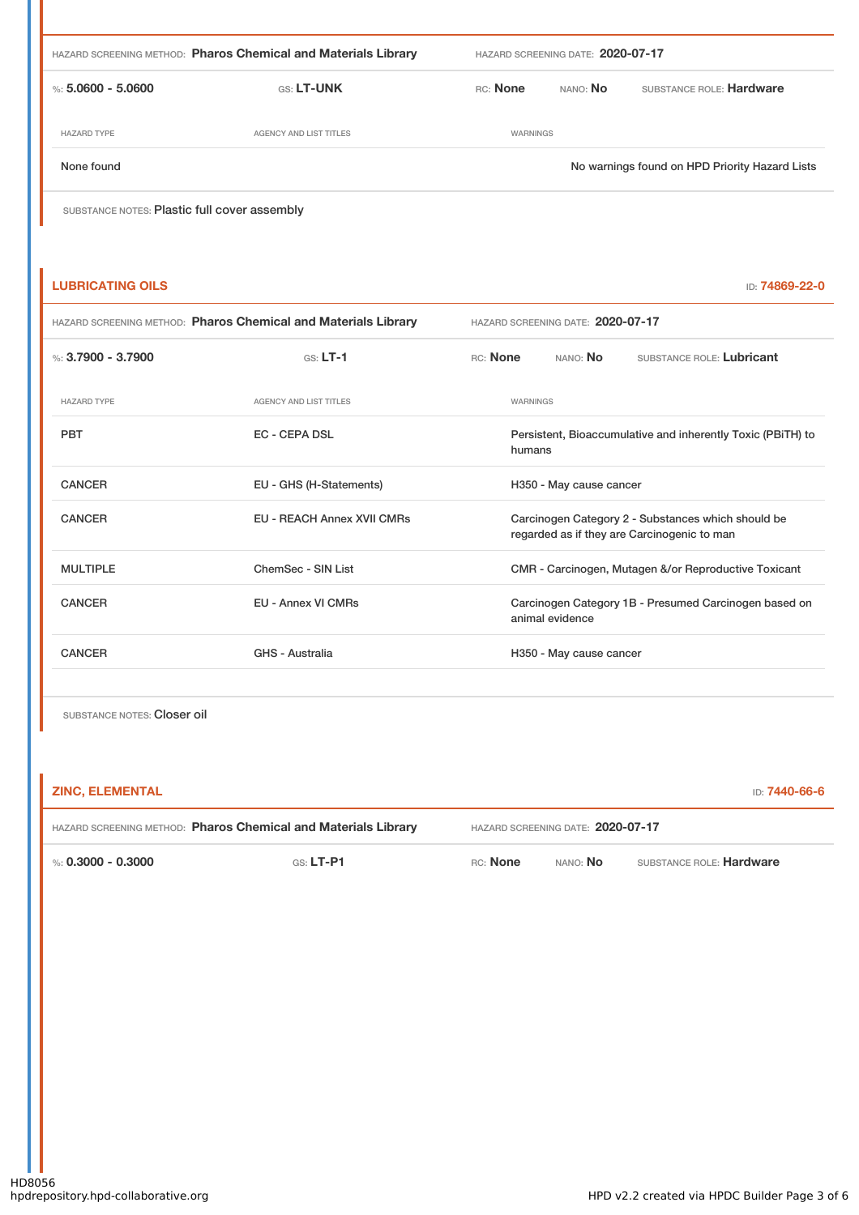HAZARD SCREENING METHOD: **Pharos Chemical and Materials Library** HAZARD SCREENING DATE: **2020-07-17**

%: **5.0600 - 5.0600** GS: **LT-UNK** RC: **None** NANO: **No** SUBSTANCE ROLE: **Hardware**

| HAZARD TYPE | AGENCY AND LIST TITLES | WARNINGS |
|---|---|---|
| None found | | No warnings found on HPD Priority Hazard Lists |

SUBSTANCE NOTES: Plastic full cover assembly

## LUBRICATING OILS

ID: 74869-22-0

HAZARD SCREENING METHOD: **Pharos Chemical and Materials Library** HAZARD SCREENING DATE: **2020-07-17**

%: **3.7900 - 3.7900** GS: **LT-1** RC: **None** NANO: **No** SUBSTANCE ROLE: **Lubricant**

| HAZARD TYPE | AGENCY AND LIST TITLES | WARNINGS |
|---|---|---|
| PBT | EC - CEPA DSL | Persistent, Bioaccumulative and inherently Toxic (PBiTH) to humans |
| CANCER | EU - GHS (H-Statements) | H350 - May cause cancer |
| CANCER | EU - REACH Annex XVII CMRs | Carcinogen Category 2 - Substances which should be regarded as if they are Carcinogenic to man |
| MULTIPLE | ChemSec - SIN List | CMR - Carcinogen, Mutagen &/or Reproductive Toxicant |
| CANCER | EU - Annex VI CMRs | Carcinogen Category 1B - Presumed Carcinogen based on animal evidence |
| CANCER | GHS - Australia | H350 - May cause cancer |

SUBSTANCE NOTES: Closer oil

## ZINC, ELEMENTAL

ID: 7440-66-6

HAZARD SCREENING METHOD: **Pharos Chemical and Materials Library** HAZARD SCREENING DATE: **2020-07-17**

%: **0.3000 - 0.3000** GS: **LT-P1** RC: **None** NANO: **No** SUBSTANCE ROLE: **Hardware**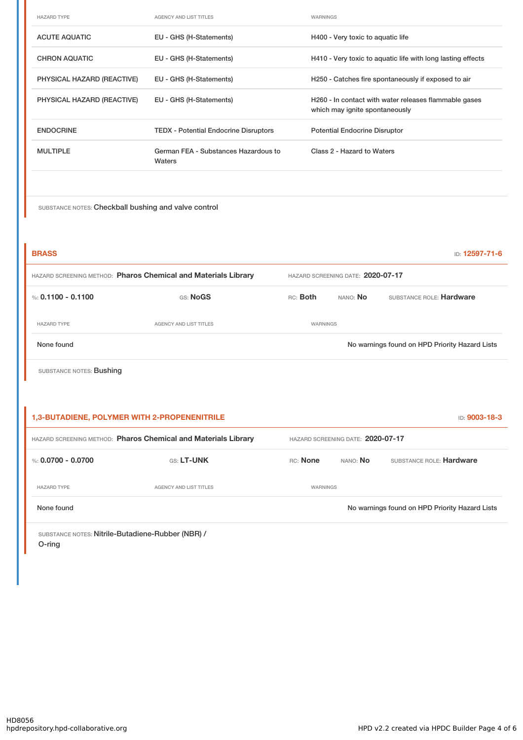| HAZARD TYPE | AGENCY AND LIST TITLES | WARNINGS |
| --- | --- | --- |
| ACUTE AQUATIC | EU - GHS (H-Statements) | H400 - Very toxic to aquatic life |
| CHRON AQUATIC | EU - GHS (H-Statements) | H410 - Very toxic to aquatic life with long lasting effects |
| PHYSICAL HAZARD (REACTIVE) | EU - GHS (H-Statements) | H250 - Catches fire spontaneously if exposed to air |
| PHYSICAL HAZARD (REACTIVE) | EU - GHS (H-Statements) | H260 - In contact with water releases flammable gases which may ignite spontaneously |
| ENDOCRINE | TEDX - Potential Endocrine Disruptors | Potential Endocrine Disruptor |
| MULTIPLE | German FEA - Substances Hazardous to Waters | Class 2 - Hazard to Waters |

SUBSTANCE NOTES: Checkball bushing and valve control

## BRASS

ID: **12597-71-6**

HAZARD SCREENING METHOD: **Pharos Chemical and Materials Library** HAZARD SCREENING DATE: **2020-07-17**

%: **0.1100 - 0.1100** GS: **NoGS** RC: **Both** NANO: **No** SUBSTANCE ROLE: **Hardware**

| HAZARD TYPE | AGENCY AND LIST TITLES | WARNINGS |
| --- | --- | --- |
| None found | | No warnings found on HPD Priority Hazard Lists |

SUBSTANCE NOTES: Bushing

## 1,3-BUTADIENE, POLYMER WITH 2-PROPENENITRILE

ID: **9003-18-3**

HAZARD SCREENING METHOD: **Pharos Chemical and Materials Library** HAZARD SCREENING DATE: **2020-07-17**

%: **0.0700 - 0.0700** GS: **LT-UNK** RC: **None** NANO: **No** SUBSTANCE ROLE: **Hardware**

| HAZARD TYPE | AGENCY AND LIST TITLES | WARNINGS |
| --- | --- | --- |
| None found | | No warnings found on HPD Priority Hazard Lists |

SUBSTANCE NOTES: Nitrile-Butadiene-Rubber (NBR) / O-ring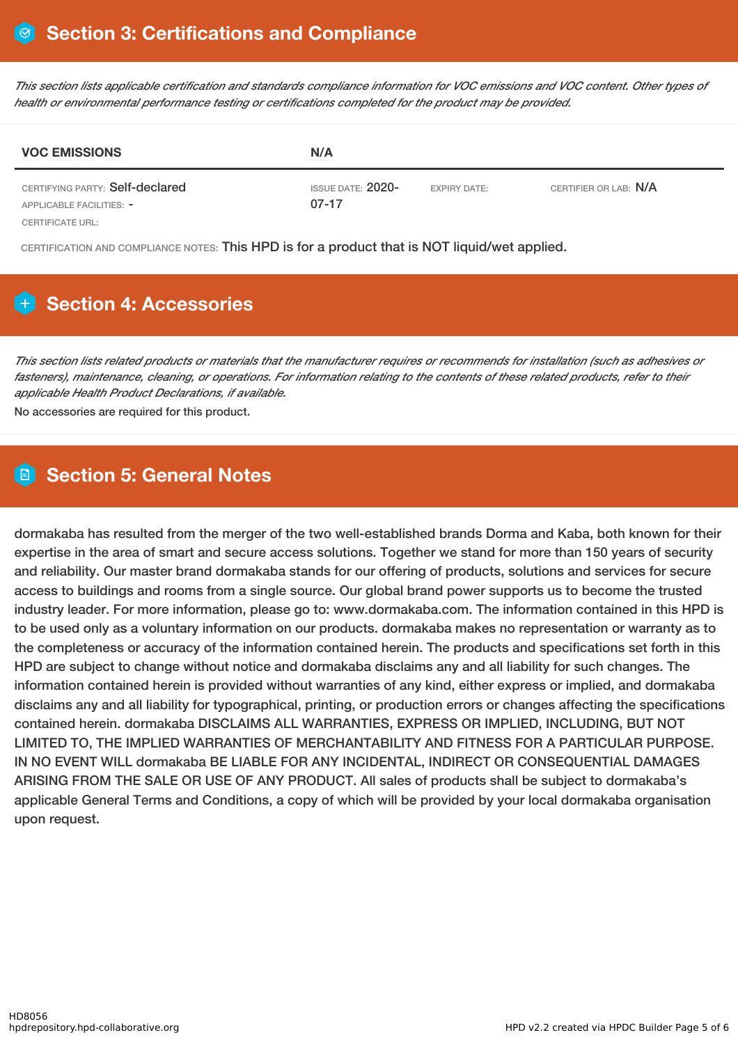## Section 3: Certifications and Compliance

*This section lists applicable certification and standards compliance information for VOC emissions and VOC content. Other types of health or environmental performance testing or certifications completed for the product may be provided.*

| VOC EMISSIONS | N/A | | |
|---|---|---|---|
| CERTIFYING PARTY: Self-declared<br>APPLICABLE FACILITIES: -<br>CERTIFICATE URL: | ISSUE DATE: 2020-07-17 | EXPIRY DATE: | CERTIFIER OR LAB: N/A |

CERTIFICATION AND COMPLIANCE NOTES: This HPD is for a product that is NOT liquid/wet applied.

## Section 4: Accessories

*This section lists related products or materials that the manufacturer requires or recommends for installation (such as adhesives or fasteners), maintenance, cleaning, or operations. For information relating to the contents of these related products, refer to their applicable Health Product Declarations, if available.*

No accessories are required for this product.

## Section 5: General Notes

dormakaba has resulted from the merger of the two well-established brands Dorma and Kaba, both known for their expertise in the area of smart and secure access solutions. Together we stand for more than 150 years of security and reliability. Our master brand dormakaba stands for our offering of products, solutions and services for secure access to buildings and rooms from a single source. Our global brand power supports us to become the trusted industry leader. For more information, please go to: www.dormakaba.com. The information contained in this HPD is to be used only as a voluntary information on our products. dormakaba makes no representation or warranty as to the completeness or accuracy of the information contained herein. The products and specifications set forth in this HPD are subject to change without notice and dormakaba disclaims any and all liability for such changes. The information contained herein is provided without warranties of any kind, either express or implied, and dormakaba disclaims any and all liability for typographical, printing, or production errors or changes affecting the specifications contained herein. dormakaba DISCLAIMS ALL WARRANTIES, EXPRESS OR IMPLIED, INCLUDING, BUT NOT LIMITED TO, THE IMPLIED WARRANTIES OF MERCHANTABILITY AND FITNESS FOR A PARTICULAR PURPOSE. IN NO EVENT WILL dormakaba BE LIABLE FOR ANY INCIDENTAL, INDIRECT OR CONSEQUENTIAL DAMAGES ARISING FROM THE SALE OR USE OF ANY PRODUCT. All sales of products shall be subject to dormakaba's applicable General Terms and Conditions, a copy of which will be provided by your local dormakaba organisation upon request.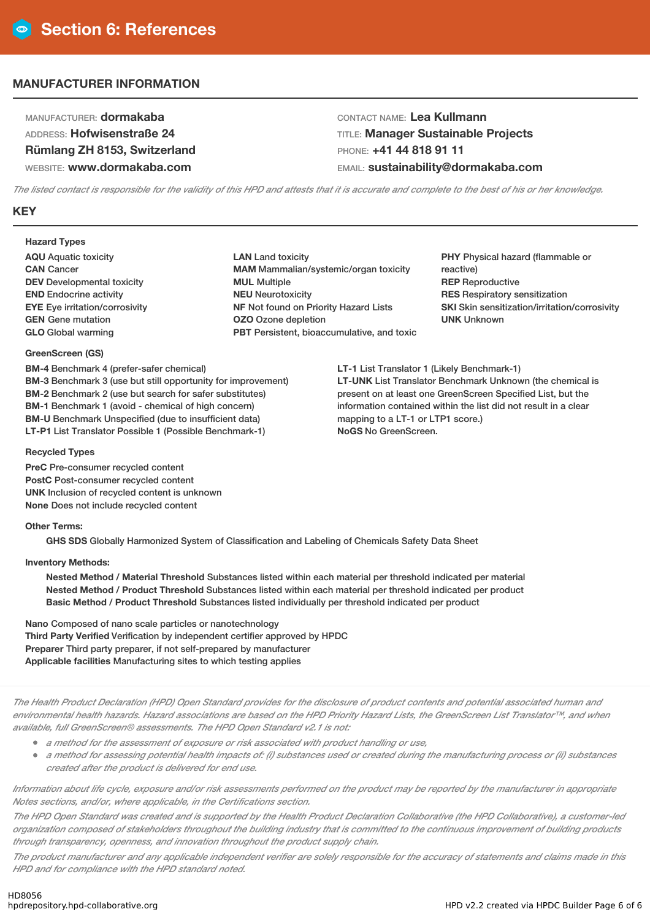# Section 6: References

## MANUFACTURER INFORMATION

MANUFACTURER: **dormakaba**
ADDRESS: **Hofwisenstraße 24**
**Rümlang ZH 8153, Switzerland**
WEBSITE: **www.dormakaba.com**

CONTACT NAME: **Lea Kullmann**
TITLE: **Manager Sustainable Projects**
PHONE: **+41 44 818 91 11**
EMAIL: **sustainability@dormakaba.com**

*The listed contact is responsible for the validity of this HPD and attests that it is accurate and complete to the best of his or her knowledge.*

## KEY

**Hazard Types**

**AQU** Aquatic toxicity
**CAN** Cancer
**DEV** Developmental toxicity
**END** Endocrine activity
**EYE** Eye irritation/corrosivity
**GEN** Gene mutation
**GLO** Global warming
**LAN** Land toxicity
**MAM** Mammalian/systemic/organ toxicity
**MUL** Multiple
**NEU** Neurotoxicity
**NF** Not found on Priority Hazard Lists
**OZO** Ozone depletion
**PBT** Persistent, bioaccumulative, and toxic
**PHY** Physical hazard (flammable or reactive)
**REP** Reproductive
**RES** Respiratory sensitization
**SKI** Skin sensitization/irritation/corrosivity
**UNK** Unknown

**GreenScreen (GS)**

**BM-4** Benchmark 4 (prefer-safer chemical)
**BM-3** Benchmark 3 (use but still opportunity for improvement)
**BM-2** Benchmark 2 (use but search for safer substitutes)
**BM-1** Benchmark 1 (avoid - chemical of high concern)
**BM-U** Benchmark Unspecified (due to insufficient data)
**LT-P1** List Translator Possible 1 (Possible Benchmark-1)
**LT-1** List Translator 1 (Likely Benchmark-1)
**LT-UNK** List Translator Benchmark Unknown (the chemical is present on at least one GreenScreen Specified List, but the information contained within the list did not result in a clear mapping to a LT-1 or LTP1 score.)
**NoGS** No GreenScreen.

**Recycled Types**

**PreC** Pre-consumer recycled content
**PostC** Post-consumer recycled content
**UNK** Inclusion of recycled content is unknown
**None** Does not include recycled content

**Other Terms:**

**GHS SDS** Globally Harmonized System of Classification and Labeling of Chemicals Safety Data Sheet

**Inventory Methods:**

**Nested Method / Material Threshold** Substances listed within each material per threshold indicated per material
**Nested Method / Product Threshold** Substances listed within each material per threshold indicated per product
**Basic Method / Product Threshold** Substances listed individually per threshold indicated per product

**Nano** Composed of nano scale particles or nanotechnology
**Third Party Verified** Verification by independent certifier approved by HPDC
**Preparer** Third party preparer, if not self-prepared by manufacturer
**Applicable facilities** Manufacturing sites to which testing applies

*The Health Product Declaration (HPD) Open Standard provides for the disclosure of product contents and potential associated human and environmental health hazards. Hazard associations are based on the HPD Priority Hazard Lists, the GreenScreen List Translator™, and when available, full GreenScreen® assessments. The HPD Open Standard v2.1 is not:*

- *a method for the assessment of exposure or risk associated with product handling or use,*
- *a method for assessing potential health impacts of: (i) substances used or created during the manufacturing process or (ii) substances created after the product is delivered for end use.*

*Information about life cycle, exposure and/or risk assessments performed on the product may be reported by the manufacturer in appropriate Notes sections, and/or, where applicable, in the Certifications section.*

*The HPD Open Standard was created and is supported by the Health Product Declaration Collaborative (the HPD Collaborative), a customer-led organization composed of stakeholders throughout the building industry that is committed to the continuous improvement of building products through transparency, openness, and innovation throughout the product supply chain.*

*The product manufacturer and any applicable independent verifier are solely responsible for the accuracy of statements and claims made in this HPD and for compliance with the HPD standard noted.*